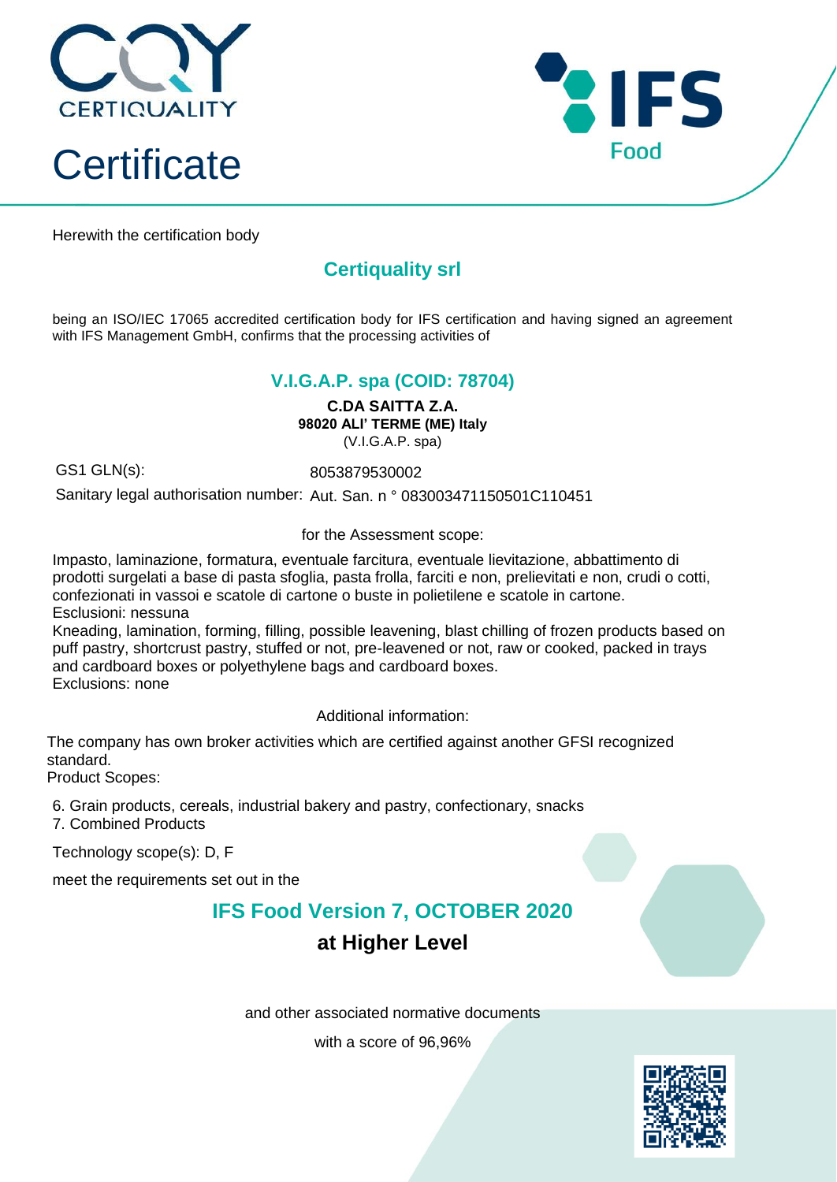CERTIQUALITY

# Certificate

IFS Food

Herewith the certification body

## Certiquality srl

being an ISO/IEC 17065 accredited certification body for IFS certification and having signed an agreement with IFS Management GmbH, confirms that the processing activities of

## V.I.G.A.P. spa (COID: 78704)

**C.DA SAITTA Z.A.**
**98020 ALI' TERME (ME) Italy**
(V.I.G.A.P. spa)

GS1 GLN(s): 8053879530002

Sanitary legal authorisation number: Aut. San. n ° 083003471150501C110451

for the Assessment scope:

Impasto, laminazione, formatura, eventuale farcitura, eventuale lievitazione, abbattimento di prodotti surgelati a base di pasta sfoglia, pasta frolla, farciti e non, prelievitati e non, crudi o cotti, confezionati in vassoi e scatole di cartone o buste in polietilene e scatole in cartone.
Esclusioni: nessuna
Kneading, lamination, forming, filling, possible leavening, blast chilling of frozen products based on puff pastry, shortcrust pastry, stuffed or not, pre-leavened or not, raw or cooked, packed in trays and cardboard boxes or polyethylene bags and cardboard boxes.
Exclusions: none

Additional information:

The company has own broker activities which are certified against another GFSI recognized standard.
Product Scopes:

6. Grain products, cereals, industrial bakery and pastry, confectionary, snacks
7. Combined Products

Technology scope(s): D, F

meet the requirements set out in the

## IFS Food Version 7, OCTOBER 2020

### at Higher Level

and other associated normative documents

with a score of 96,96%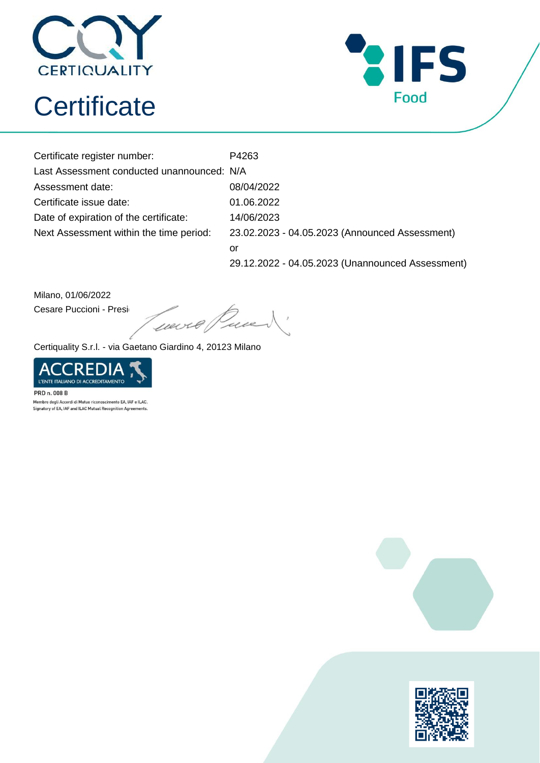CERTIQUALITY

IFS Food

# Certificate

| | |
|---|---|
| Certificate register number: | P4263 |
| Last Assessment conducted unannounced: | N/A |
| Assessment date: | 08/04/2022 |
| Certificate issue date: | 01.06.2022 |
| Date of expiration of the certificate: | 14/06/2023 |
| Next Assessment within the time period: | 23.02.2023 - 04.05.2023 (Announced Assessment) or 29.12.2022 - 04.05.2023 (Unannounced Assessment) |

Milano, 01/06/2022

Cesare Puccioni - Presi

Certiquality S.r.l. - via Gaetano Giardino 4, 20123 Milano

ACCREDIA
L'ENTE ITALIANO DI ACCREDITAMENTO

PRD n. 008 B

Membro degli Accordi di Mutuo riconoscimento EA, IAF e ILAC.
Signatory of EA, IAF and ILAC Mutual Recognition Agreements.